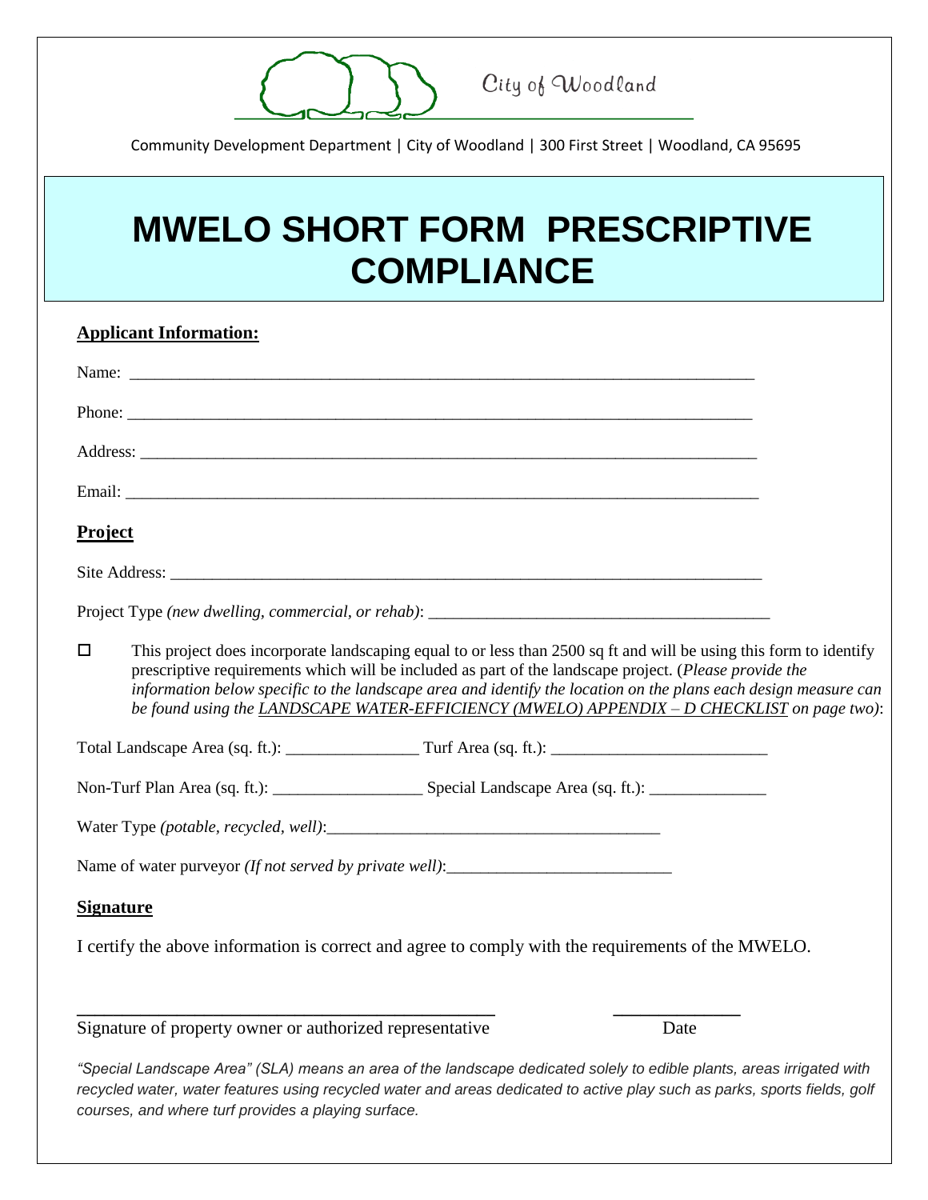City of Woodland

Community Development Department | City of Woodland | 300 First Street | Woodland, CA 95695

# MWELO SHORT FORM PRESCRIPTIVE COMPLIANCE

**Applicant Information:**

Name: ______________________________________________________________________

Phone: ______________________________________________________________________

Address: ____________________________________________________________________

Email: ______________________________________________________________________

**Project**

Site Address: _________________________________________________________________

Project Type *(new dwelling, commercial, or rehab)*: ____________________________________

☐ This project does incorporate landscaping equal to or less than 2500 sq ft and will be using this form to identify prescriptive requirements which will be included as part of the landscape project. (*Please provide the information below specific to the landscape area and identify the location on the plans each design measure can be found using the LANDSCAPE WATER-EFFICIENCY (MWELO) APPENDIX – D CHECKLIST on page two)*:

Total Landscape Area (sq. ft.): ________________ Turf Area (sq. ft.): __________________________

Non-Turf Plan Area (sq. ft.): __________________ Special Landscape Area (sq. ft.): ______________

Water Type *(potable, recycled, well)*:________________________________________

Name of water purveyor *(If not served by private well)*:___________________________

**Signature**

I certify the above information is correct and agree to comply with the requirements of the MWELO.

_______________________________________________ ______________

Signature of property owner or authorized representative Date

*"Special Landscape Area" (SLA) means an area of the landscape dedicated solely to edible plants, areas irrigated with recycled water, water features using recycled water and areas dedicated to active play such as parks, sports fields, golf courses, and where turf provides a playing surface.*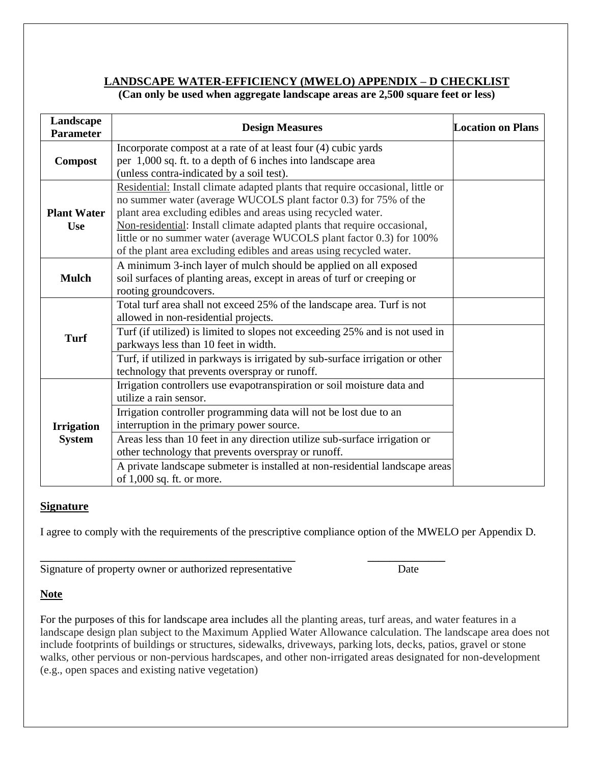## LANDSCAPE WATER-EFFICIENCY (MWELO) APPENDIX – D CHECKLIST

**(Can only be used when aggregate landscape areas are 2,500 square feet or less)**

| Landscape Parameter | Design Measures | Location on Plans |
|---|---|---|
| **Compost** | Incorporate compost at a rate of at least four (4) cubic yards per 1,000 sq. ft. to a depth of 6 inches into landscape area (unless contra-indicated by a soil test). | |
| **Plant Water Use** | Residential: Install climate adapted plants that require occasional, little or no summer water (average WUCOLS plant factor 0.3) for 75% of the plant area excluding edibles and areas using recycled water.<br>Non-residential: Install climate adapted plants that require occasional, little or no summer water (average WUCOLS plant factor 0.3) for 100% of the plant area excluding edibles and areas using recycled water. | |
| **Mulch** | A minimum 3-inch layer of mulch should be applied on all exposed soil surfaces of planting areas, except in areas of turf or creeping or rooting groundcovers. | |
| **Turf** | Total turf area shall not exceed 25% of the landscape area. Turf is not allowed in non-residential projects. | |
| | Turf (if utilized) is limited to slopes not exceeding 25% and is not used in parkways less than 10 feet in width. | |
| | Turf, if utilized in parkways is irrigated by sub-surface irrigation or other technology that prevents overspray or runoff. | |
| **Irrigation System** | Irrigation controllers use evapotranspiration or soil moisture data and utilize a rain sensor. | |
| | Irrigation controller programming data will not be lost due to an interruption in the primary power source. | |
| | Areas less than 10 feet in any direction utilize sub-surface irrigation or other technology that prevents overspray or runoff. | |
| | A private landscape submeter is installed at non-residential landscape areas of 1,000 sq. ft. or more. | |

### Signature

I agree to comply with the requirements of the prescriptive compliance option of the MWELO per Appendix D.

_______________________________________________ ______________

Signature of property owner or authorized representative Date

### Note

For the purposes of this for landscape area includes all the planting areas, turf areas, and water features in a landscape design plan subject to the Maximum Applied Water Allowance calculation. The landscape area does not include footprints of buildings or structures, sidewalks, driveways, parking lots, decks, patios, gravel or stone walks, other pervious or non-pervious hardscapes, and other non-irrigated areas designated for non-development (e.g., open spaces and existing native vegetation)